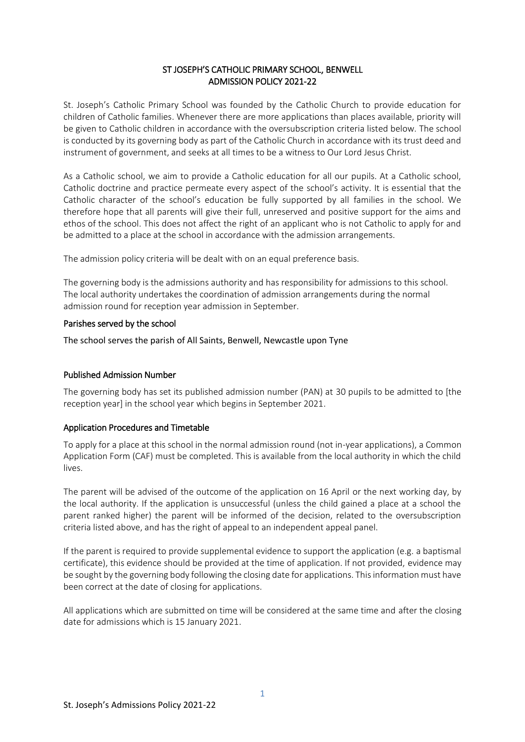# ST JOSEPH'S CATHOLIC PRIMARY SCHOOL, BENWELL
## ADMISSION POLICY 2021-22

St. Joseph's Catholic Primary School was founded by the Catholic Church to provide education for children of Catholic families. Whenever there are more applications than places available, priority will be given to Catholic children in accordance with the oversubscription criteria listed below. The school is conducted by its governing body as part of the Catholic Church in accordance with its trust deed and instrument of government, and seeks at all times to be a witness to Our Lord Jesus Christ.

As a Catholic school, we aim to provide a Catholic education for all our pupils. At a Catholic school, Catholic doctrine and practice permeate every aspect of the school's activity. It is essential that the Catholic character of the school's education be fully supported by all families in the school. We therefore hope that all parents will give their full, unreserved and positive support for the aims and ethos of the school. This does not affect the right of an applicant who is not Catholic to apply for and be admitted to a place at the school in accordance with the admission arrangements.

The admission policy criteria will be dealt with on an equal preference basis.

The governing body is the admissions authority and has responsibility for admissions to this school. The local authority undertakes the coordination of admission arrangements during the normal admission round for reception year admission in September.

### Parishes served by the school

The school serves the parish of All Saints, Benwell, Newcastle upon Tyne

### Published Admission Number

The governing body has set its published admission number (PAN) at 30 pupils to be admitted to [the reception year] in the school year which begins in September 2021.

### Application Procedures and Timetable

To apply for a place at this school in the normal admission round (not in-year applications), a Common Application Form (CAF) must be completed. This is available from the local authority in which the child lives.

The parent will be advised of the outcome of the application on 16 April or the next working day, by the local authority. If the application is unsuccessful (unless the child gained a place at a school the parent ranked higher) the parent will be informed of the decision, related to the oversubscription criteria listed above, and has the right of appeal to an independent appeal panel.

If the parent is required to provide supplemental evidence to support the application (e.g. a baptismal certificate), this evidence should be provided at the time of application. If not provided, evidence may be sought by the governing body following the closing date for applications. This information must have been correct at the date of closing for applications.

All applications which are submitted on time will be considered at the same time and after the closing date for admissions which is 15 January 2021.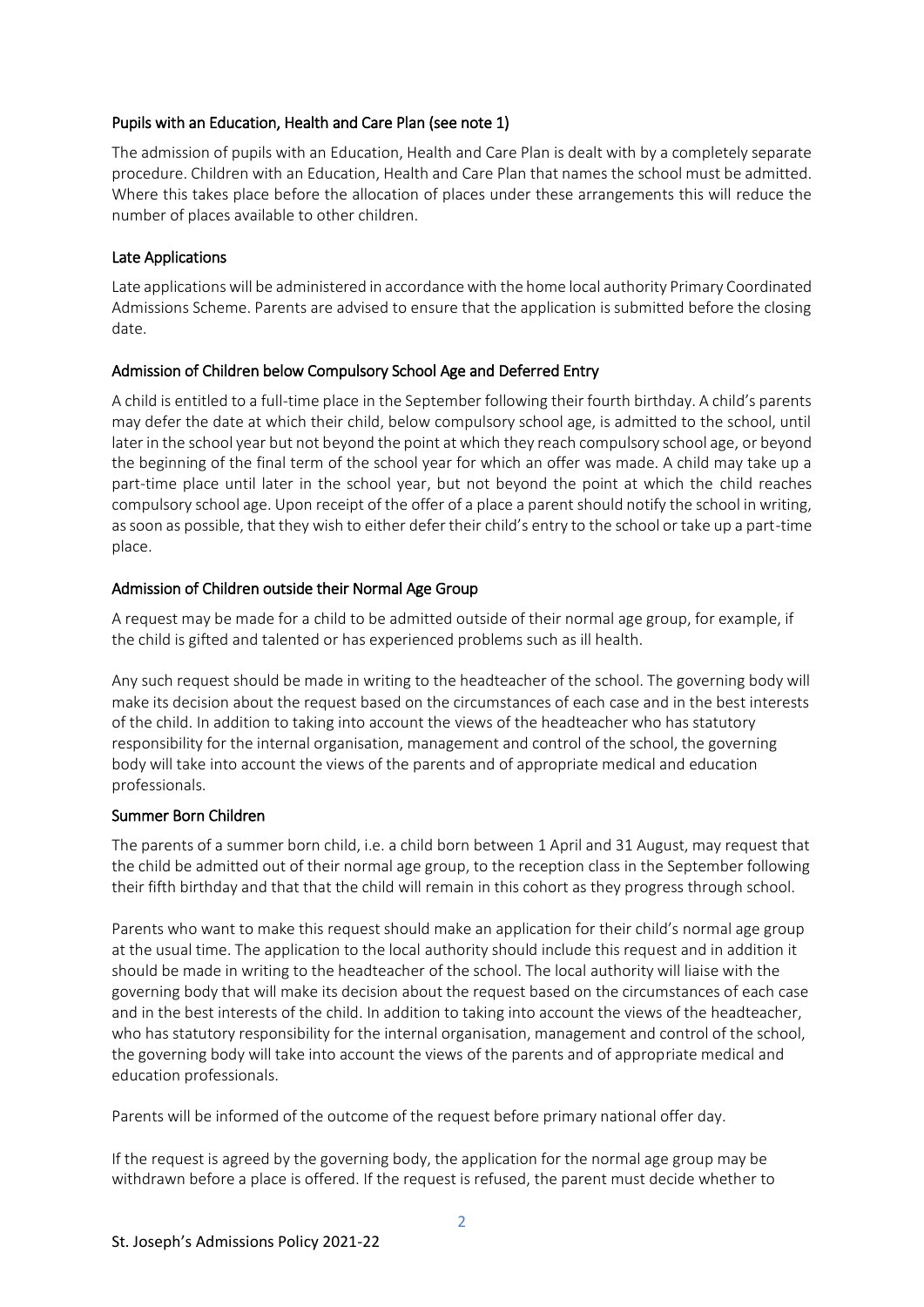### Pupils with an Education, Health and Care Plan (see note 1)

The admission of pupils with an Education, Health and Care Plan is dealt with by a completely separate procedure. Children with an Education, Health and Care Plan that names the school must be admitted. Where this takes place before the allocation of places under these arrangements this will reduce the number of places available to other children.

### Late Applications

Late applications will be administered in accordance with the home local authority Primary Coordinated Admissions Scheme. Parents are advised to ensure that the application is submitted before the closing date.

### Admission of Children below Compulsory School Age and Deferred Entry

A child is entitled to a full-time place in the September following their fourth birthday. A child's parents may defer the date at which their child, below compulsory school age, is admitted to the school, until later in the school year but not beyond the point at which they reach compulsory school age, or beyond the beginning of the final term of the school year for which an offer was made. A child may take up a part-time place until later in the school year, but not beyond the point at which the child reaches compulsory school age. Upon receipt of the offer of a place a parent should notify the school in writing, as soon as possible, that they wish to either defer their child's entry to the school or take up a part-time place.

### Admission of Children outside their Normal Age Group

A request may be made for a child to be admitted outside of their normal age group, for example, if the child is gifted and talented or has experienced problems such as ill health.

Any such request should be made in writing to the headteacher of the school. The governing body will make its decision about the request based on the circumstances of each case and in the best interests of the child. In addition to taking into account the views of the headteacher who has statutory responsibility for the internal organisation, management and control of the school, the governing body will take into account the views of the parents and of appropriate medical and education professionals.

### Summer Born Children

The parents of a summer born child, i.e. a child born between 1 April and 31 August, may request that the child be admitted out of their normal age group, to the reception class in the September following their fifth birthday and that that the child will remain in this cohort as they progress through school.

Parents who want to make this request should make an application for their child's normal age group at the usual time. The application to the local authority should include this request and in addition it should be made in writing to the headteacher of the school. The local authority will liaise with the governing body that will make its decision about the request based on the circumstances of each case and in the best interests of the child. In addition to taking into account the views of the headteacher, who has statutory responsibility for the internal organisation, management and control of the school, the governing body will take into account the views of the parents and of appropriate medical and education professionals.

Parents will be informed of the outcome of the request before primary national offer day.

If the request is agreed by the governing body, the application for the normal age group may be withdrawn before a place is offered. If the request is refused, the parent must decide whether to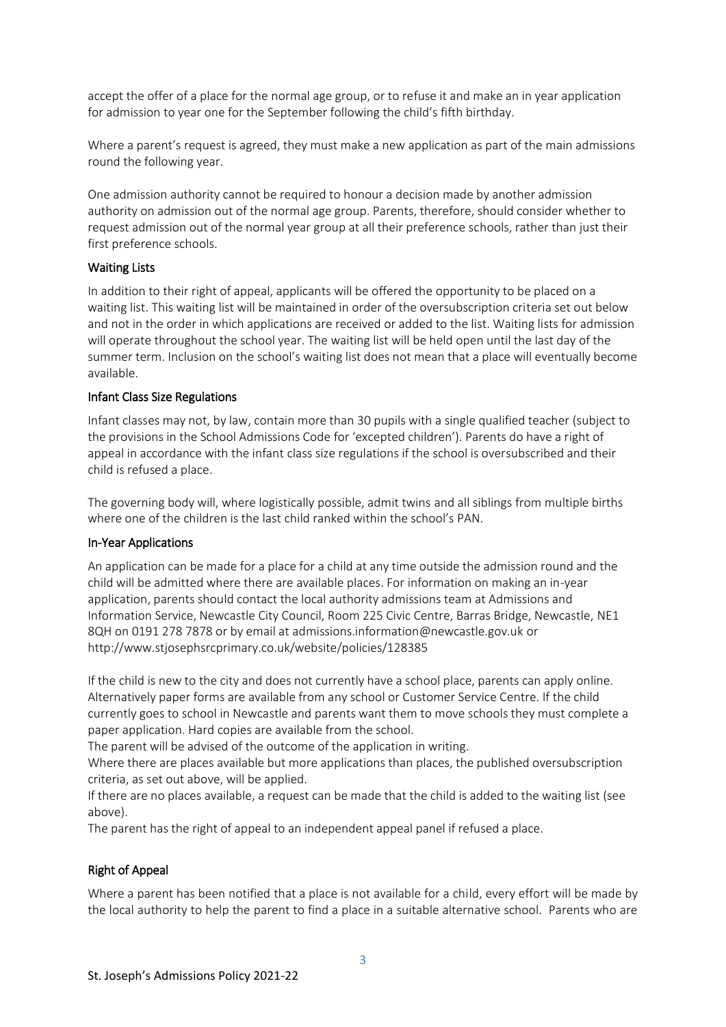accept the offer of a place for the normal age group, or to refuse it and make an in year application for admission to year one for the September following the child's fifth birthday.

Where a parent's request is agreed, they must make a new application as part of the main admissions round the following year.

One admission authority cannot be required to honour a decision made by another admission authority on admission out of the normal age group. Parents, therefore, should consider whether to request admission out of the normal year group at all their preference schools, rather than just their first preference schools.

### Waiting Lists

In addition to their right of appeal, applicants will be offered the opportunity to be placed on a waiting list. This waiting list will be maintained in order of the oversubscription criteria set out below and not in the order in which applications are received or added to the list. Waiting lists for admission will operate throughout the school year. The waiting list will be held open until the last day of the summer term. Inclusion on the school's waiting list does not mean that a place will eventually become available.

### Infant Class Size Regulations

Infant classes may not, by law, contain more than 30 pupils with a single qualified teacher (subject to the provisions in the School Admissions Code for 'excepted children'). Parents do have a right of appeal in accordance with the infant class size regulations if the school is oversubscribed and their child is refused a place.

The governing body will, where logistically possible, admit twins and all siblings from multiple births where one of the children is the last child ranked within the school's PAN.

### In-Year Applications

An application can be made for a place for a child at any time outside the admission round and the child will be admitted where there are available places. For information on making an in-year application, parents should contact the local authority admissions team at Admissions and Information Service, Newcastle City Council, Room 225 Civic Centre, Barras Bridge, Newcastle, NE1 8QH on 0191 278 7878 or by email at admissions.information@newcastle.gov.uk or http://www.stjosephsrcprimary.co.uk/website/policies/128385

If the child is new to the city and does not currently have a school place, parents can apply online. Alternatively paper forms are available from any school or Customer Service Centre. If the child currently goes to school in Newcastle and parents want them to move schools they must complete a paper application. Hard copies are available from the school.
The parent will be advised of the outcome of the application in writing.
Where there are places available but more applications than places, the published oversubscription criteria, as set out above, will be applied.
If there are no places available, a request can be made that the child is added to the waiting list (see above).
The parent has the right of appeal to an independent appeal panel if refused a place.

### Right of Appeal

Where a parent has been notified that a place is not available for a child, every effort will be made by the local authority to help the parent to find a place in a suitable alternative school. Parents who are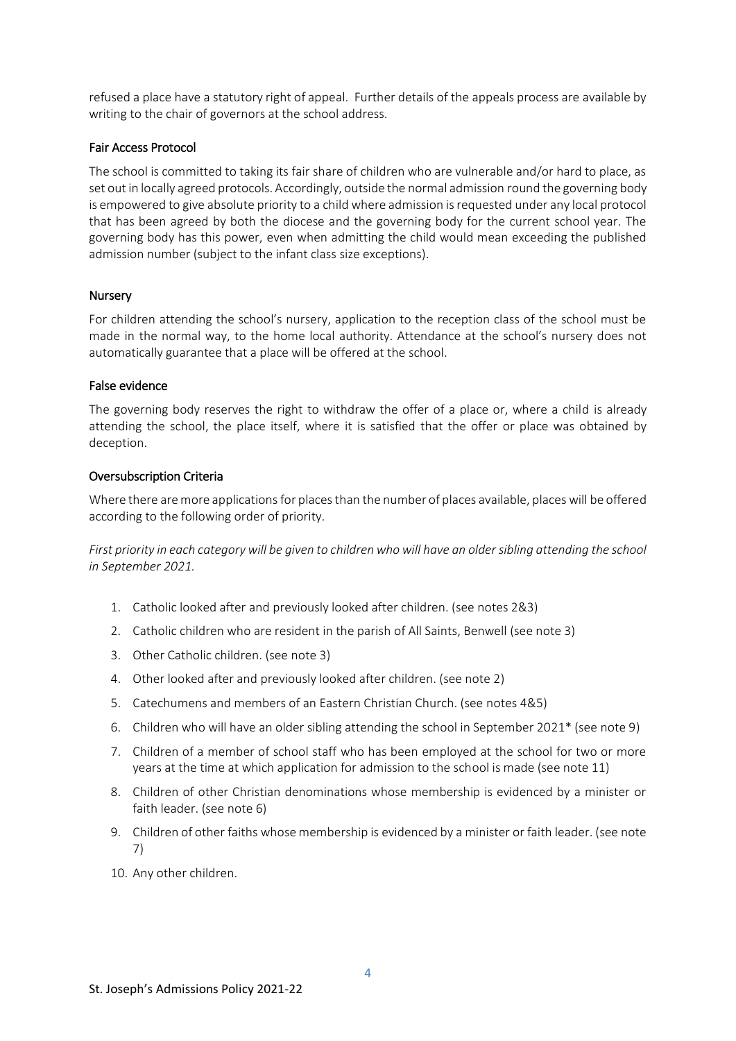refused a place have a statutory right of appeal. Further details of the appeals process are available by writing to the chair of governors at the school address.

### Fair Access Protocol

The school is committed to taking its fair share of children who are vulnerable and/or hard to place, as set out in locally agreed protocols. Accordingly, outside the normal admission round the governing body is empowered to give absolute priority to a child where admission is requested under any local protocol that has been agreed by both the diocese and the governing body for the current school year. The governing body has this power, even when admitting the child would mean exceeding the published admission number (subject to the infant class size exceptions).

### Nursery

For children attending the school's nursery, application to the reception class of the school must be made in the normal way, to the home local authority. Attendance at the school's nursery does not automatically guarantee that a place will be offered at the school.

### False evidence

The governing body reserves the right to withdraw the offer of a place or, where a child is already attending the school, the place itself, where it is satisfied that the offer or place was obtained by deception.

### Oversubscription Criteria

Where there are more applications for places than the number of places available, places will be offered according to the following order of priority.

*First priority in each category will be given to children who will have an older sibling attending the school in September 2021.*

1. Catholic looked after and previously looked after children. (see notes 2&3)
2. Catholic children who are resident in the parish of All Saints, Benwell (see note 3)
3. Other Catholic children. (see note 3)
4. Other looked after and previously looked after children. (see note 2)
5. Catechumens and members of an Eastern Christian Church. (see notes 4&5)
6. Children who will have an older sibling attending the school in September 2021* (see note 9)
7. Children of a member of school staff who has been employed at the school for two or more years at the time at which application for admission to the school is made (see note 11)
8. Children of other Christian denominations whose membership is evidenced by a minister or faith leader. (see note 6)
9. Children of other faiths whose membership is evidenced by a minister or faith leader. (see note 7)
10. Any other children.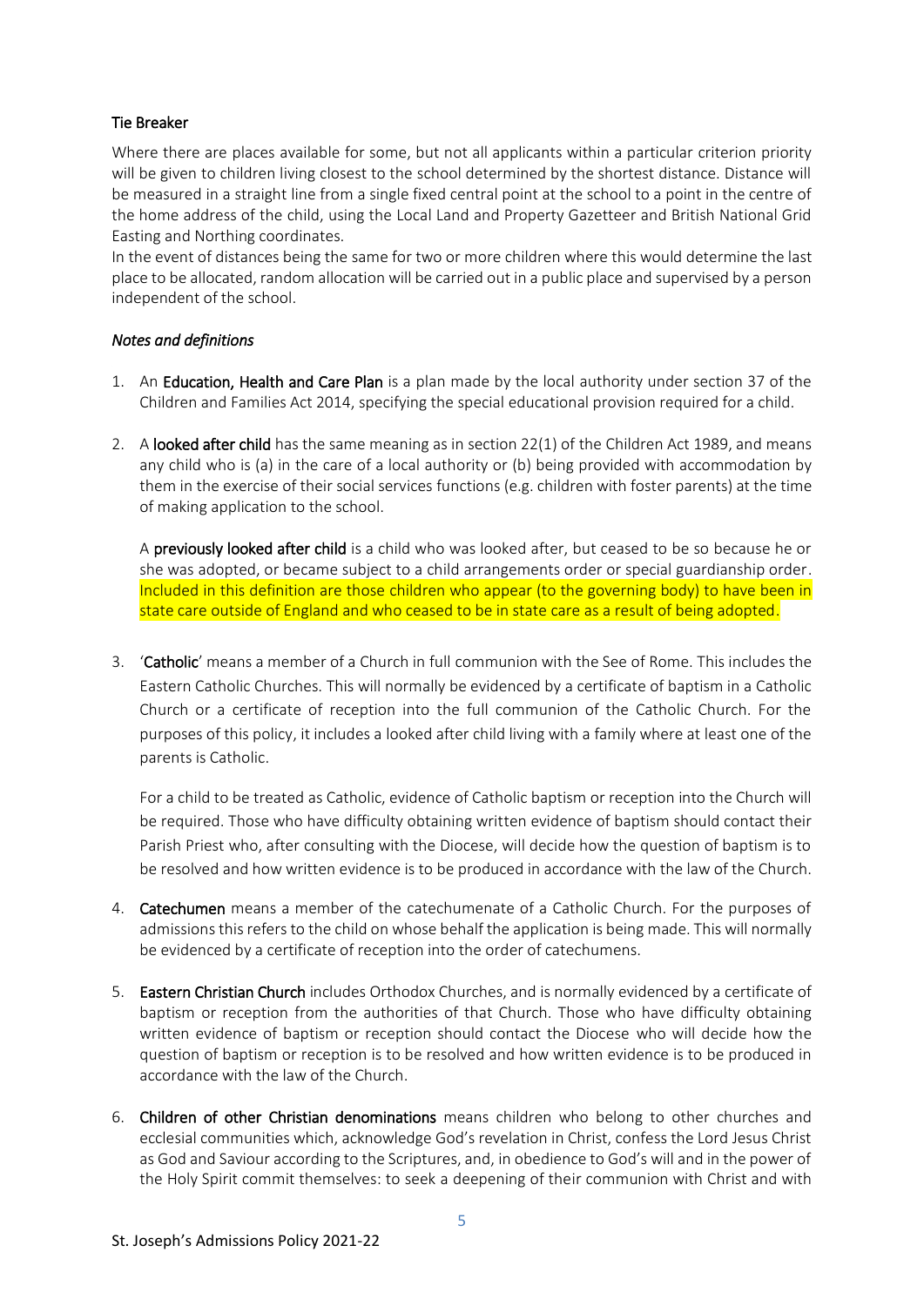### Tie Breaker

Where there are places available for some, but not all applicants within a particular criterion priority will be given to children living closest to the school determined by the shortest distance. Distance will be measured in a straight line from a single fixed central point at the school to a point in the centre of the home address of the child, using the Local Land and Property Gazetteer and British National Grid Easting and Northing coordinates.

In the event of distances being the same for two or more children where this would determine the last place to be allocated, random allocation will be carried out in a public place and supervised by a person independent of the school.

### *Notes and definitions*

1. An **Education, Health and Care Plan** is a plan made by the local authority under section 37 of the Children and Families Act 2014, specifying the special educational provision required for a child.

2. A **looked after child** has the same meaning as in section 22(1) of the Children Act 1989, and means any child who is (a) in the care of a local authority or (b) being provided with accommodation by them in the exercise of their social services functions (e.g. children with foster parents) at the time of making application to the school.

   A **previously looked after child** is a child who was looked after, but ceased to be so because he or she was adopted, or became subject to a child arrangements order or special guardianship order. Included in this definition are those children who appear (to the governing body) to have been in state care outside of England and who ceased to be in state care as a result of being adopted.

3. '**Catholic**' means a member of a Church in full communion with the See of Rome. This includes the Eastern Catholic Churches. This will normally be evidenced by a certificate of baptism in a Catholic Church or a certificate of reception into the full communion of the Catholic Church. For the purposes of this policy, it includes a looked after child living with a family where at least one of the parents is Catholic.

   For a child to be treated as Catholic, evidence of Catholic baptism or reception into the Church will be required. Those who have difficulty obtaining written evidence of baptism should contact their Parish Priest who, after consulting with the Diocese, will decide how the question of baptism is to be resolved and how written evidence is to be produced in accordance with the law of the Church.

4. **Catechumen** means a member of the catechumenate of a Catholic Church. For the purposes of admissions this refers to the child on whose behalf the application is being made. This will normally be evidenced by a certificate of reception into the order of catechumens.

5. **Eastern Christian Church** includes Orthodox Churches, and is normally evidenced by a certificate of baptism or reception from the authorities of that Church. Those who have difficulty obtaining written evidence of baptism or reception should contact the Diocese who will decide how the question of baptism or reception is to be resolved and how written evidence is to be produced in accordance with the law of the Church.

6. **Children of other Christian denominations** means children who belong to other churches and ecclesial communities which, acknowledge God's revelation in Christ, confess the Lord Jesus Christ as God and Saviour according to the Scriptures, and, in obedience to God's will and in the power of the Holy Spirit commit themselves: to seek a deepening of their communion with Christ and with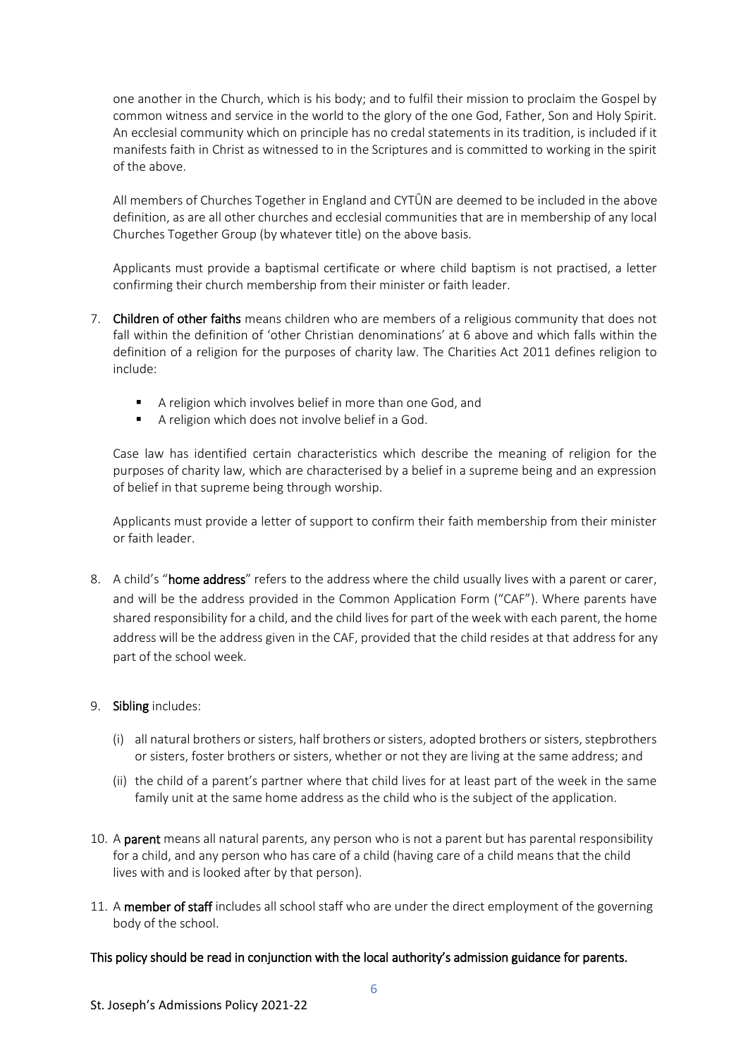one another in the Church, which is his body; and to fulfil their mission to proclaim the Gospel by common witness and service in the world to the glory of the one God, Father, Son and Holy Spirit. An ecclesial community which on principle has no credal statements in its tradition, is included if it manifests faith in Christ as witnessed to in the Scriptures and is committed to working in the spirit of the above.

All members of Churches Together in England and CYTÛN are deemed to be included in the above definition, as are all other churches and ecclesial communities that are in membership of any local Churches Together Group (by whatever title) on the above basis.

Applicants must provide a baptismal certificate or where child baptism is not practised, a letter confirming their church membership from their minister or faith leader.

7. **Children of other faiths** means children who are members of a religious community that does not fall within the definition of 'other Christian denominations' at 6 above and which falls within the definition of a religion for the purposes of charity law. The Charities Act 2011 defines religion to include:

   - A religion which involves belief in more than one God, and
   - A religion which does not involve belief in a God.

   Case law has identified certain characteristics which describe the meaning of religion for the purposes of charity law, which are characterised by a belief in a supreme being and an expression of belief in that supreme being through worship.

   Applicants must provide a letter of support to confirm their faith membership from their minister or faith leader.

8. A child's "**home address**" refers to the address where the child usually lives with a parent or carer, and will be the address provided in the Common Application Form ("CAF"). Where parents have shared responsibility for a child, and the child lives for part of the week with each parent, the home address will be the address given in the CAF, provided that the child resides at that address for any part of the school week.

9. **Sibling** includes:

   (i) all natural brothers or sisters, half brothers or sisters, adopted brothers or sisters, stepbrothers or sisters, foster brothers or sisters, whether or not they are living at the same address; and

   (ii) the child of a parent's partner where that child lives for at least part of the week in the same family unit at the same home address as the child who is the subject of the application.

10. A **parent** means all natural parents, any person who is not a parent but has parental responsibility for a child, and any person who has care of a child (having care of a child means that the child lives with and is looked after by that person).

11. A **member of staff** includes all school staff who are under the direct employment of the governing body of the school.

**This policy should be read in conjunction with the local authority's admission guidance for parents.**